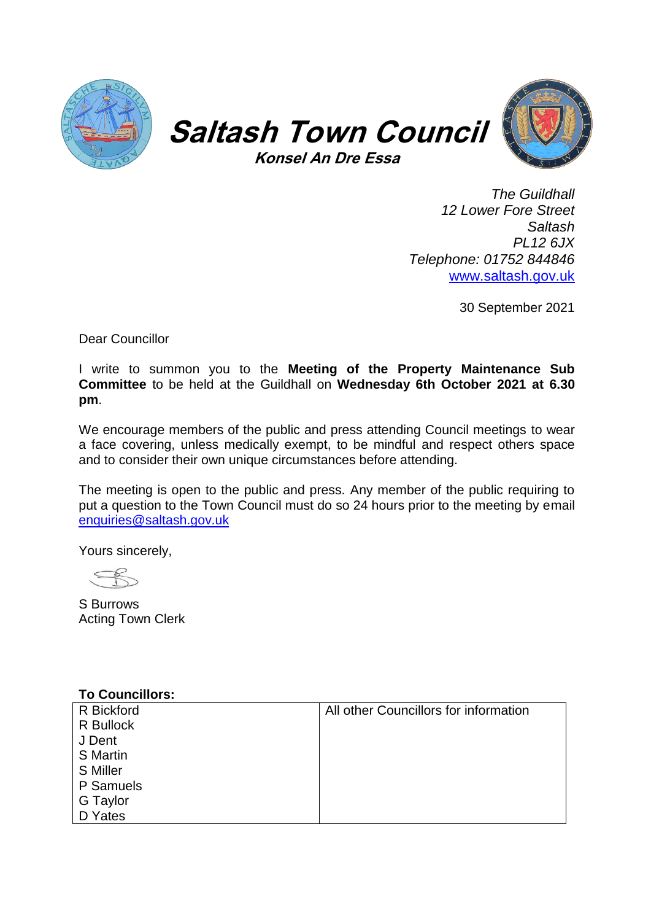# Saltash Town Council

**Konsel An Dre Essa**

*The Guildhall*
*12 Lower Fore Street*
*Saltash*
*PL12 6JX*
*Telephone: 01752 844846*
[www.saltash.gov.uk](http://www.saltash.gov.uk)

30 September 2021

Dear Councillor

I write to summon you to the **Meeting of the Property Maintenance Sub Committee** to be held at the Guildhall on **Wednesday 6th October 2021 at 6.30 pm**.

We encourage members of the public and press attending Council meetings to wear a face covering, unless medically exempt, to be mindful and respect others space and to consider their own unique circumstances before attending.

The meeting is open to the public and press. Any member of the public requiring to put a question to the Town Council must do so 24 hours prior to the meeting by email [enquiries@saltash.gov.uk](mailto:enquiries@saltash.gov.uk)

Yours sincerely,

S Burrows
Acting Town Clerk

**To Councillors:**

| | |
|---|---|
| R Bickford<br>R Bullock<br>J Dent<br>S Martin<br>S Miller<br>P Samuels<br>G Taylor<br>D Yates | All other Councillors for information |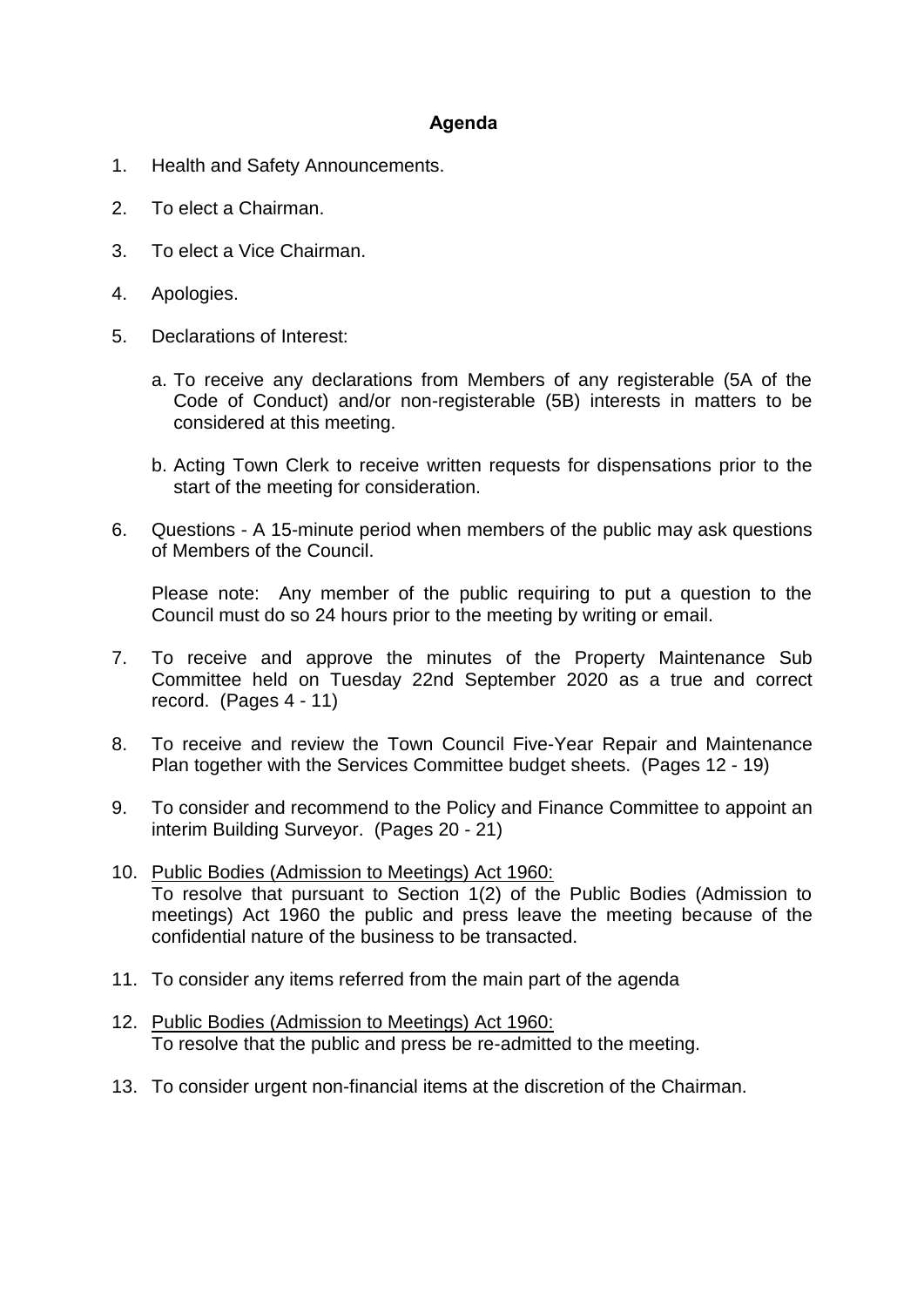**Agenda**

1. Health and Safety Announcements.

2. To elect a Chairman.

3. To elect a Vice Chairman.

4. Apologies.

5. Declarations of Interest:

   a. To receive any declarations from Members of any registerable (5A of the Code of Conduct) and/or non-registerable (5B) interests in matters to be considered at this meeting.

   b. Acting Town Clerk to receive written requests for dispensations prior to the start of the meeting for consideration.

6. Questions - A 15-minute period when members of the public may ask questions of Members of the Council.

   Please note: Any member of the public requiring to put a question to the Council must do so 24 hours prior to the meeting by writing or email.

7. To receive and approve the minutes of the Property Maintenance Sub Committee held on Tuesday 22nd September 2020 as a true and correct record. (Pages 4 - 11)

8. To receive and review the Town Council Five-Year Repair and Maintenance Plan together with the Services Committee budget sheets. (Pages 12 - 19)

9. To consider and recommend to the Policy and Finance Committee to appoint an interim Building Surveyor. (Pages 20 - 21)

10. <u>Public Bodies (Admission to Meetings) Act 1960:</u>
    To resolve that pursuant to Section 1(2) of the Public Bodies (Admission to meetings) Act 1960 the public and press leave the meeting because of the confidential nature of the business to be transacted.

11. To consider any items referred from the main part of the agenda

12. <u>Public Bodies (Admission to Meetings) Act 1960:</u>
    To resolve that the public and press be re-admitted to the meeting.

13. To consider urgent non-financial items at the discretion of the Chairman.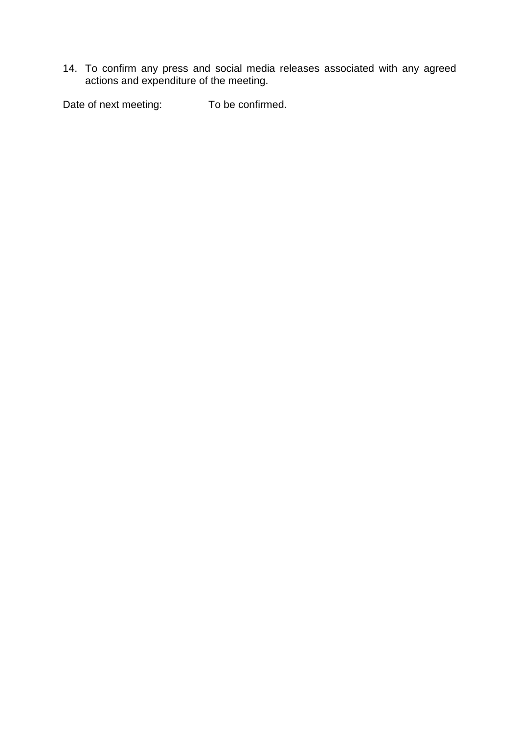14. To confirm any press and social media releases associated with any agreed actions and expenditure of the meeting.

Date of next meeting: To be confirmed.